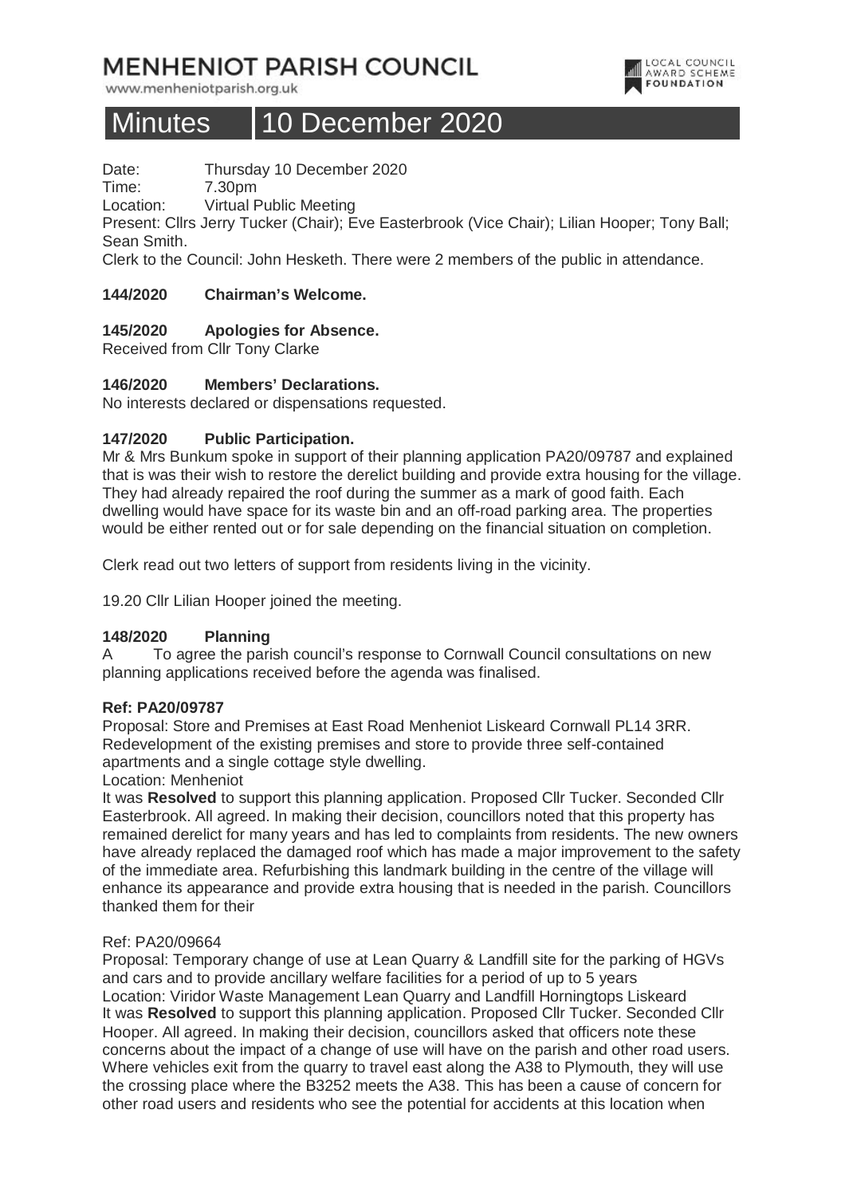# MENHENIOT PARISH COUNCIL

www.menheniotparish.org.uk

# Minutes 10 December 2020

Date: Thursday 10 December 2020
Time: 7.30pm
Location: Virtual Public Meeting
Present: Cllrs Jerry Tucker (Chair); Eve Easterbrook (Vice Chair); Lilian Hooper; Tony Ball; Sean Smith.
Clerk to the Council: John Hesketh. There were 2 members of the public in attendance.

**144/2020 Chairman's Welcome.**

**145/2020 Apologies for Absence.**
Received from Cllr Tony Clarke

**146/2020 Members' Declarations.**
No interests declared or dispensations requested.

**147/2020 Public Participation.**
Mr & Mrs Bunkum spoke in support of their planning application PA20/09787 and explained that is was their wish to restore the derelict building and provide extra housing for the village. They had already repaired the roof during the summer as a mark of good faith. Each dwelling would have space for its waste bin and an off-road parking area. The properties would be either rented out or for sale depending on the financial situation on completion.

Clerk read out two letters of support from residents living in the vicinity.

19.20 Cllr Lilian Hooper joined the meeting.

**148/2020 Planning**
A To agree the parish council's response to Cornwall Council consultations on new planning applications received before the agenda was finalised.

**Ref: PA20/09787**
Proposal: Store and Premises at East Road Menheniot Liskeard Cornwall PL14 3RR. Redevelopment of the existing premises and store to provide three self-contained apartments and a single cottage style dwelling.
Location: Menheniot
It was **Resolved** to support this planning application. Proposed Cllr Tucker. Seconded Cllr Easterbrook. All agreed. In making their decision, councillors noted that this property has remained derelict for many years and has led to complaints from residents. The new owners have already replaced the damaged roof which has made a major improvement to the safety of the immediate area. Refurbishing this landmark building in the centre of the village will enhance its appearance and provide extra housing that is needed in the parish. Councillors thanked them for their

Ref: PA20/09664
Proposal: Temporary change of use at Lean Quarry & Landfill site for the parking of HGVs and cars and to provide ancillary welfare facilities for a period of up to 5 years
Location: Viridor Waste Management Lean Quarry and Landfill Horningtops Liskeard
It was **Resolved** to support this planning application. Proposed Cllr Tucker. Seconded Cllr Hooper. All agreed. In making their decision, councillors asked that officers note these concerns about the impact of a change of use will have on the parish and other road users. Where vehicles exit from the quarry to travel east along the A38 to Plymouth, they will use the crossing place where the B3252 meets the A38. This has been a cause of concern for other road users and residents who see the potential for accidents at this location when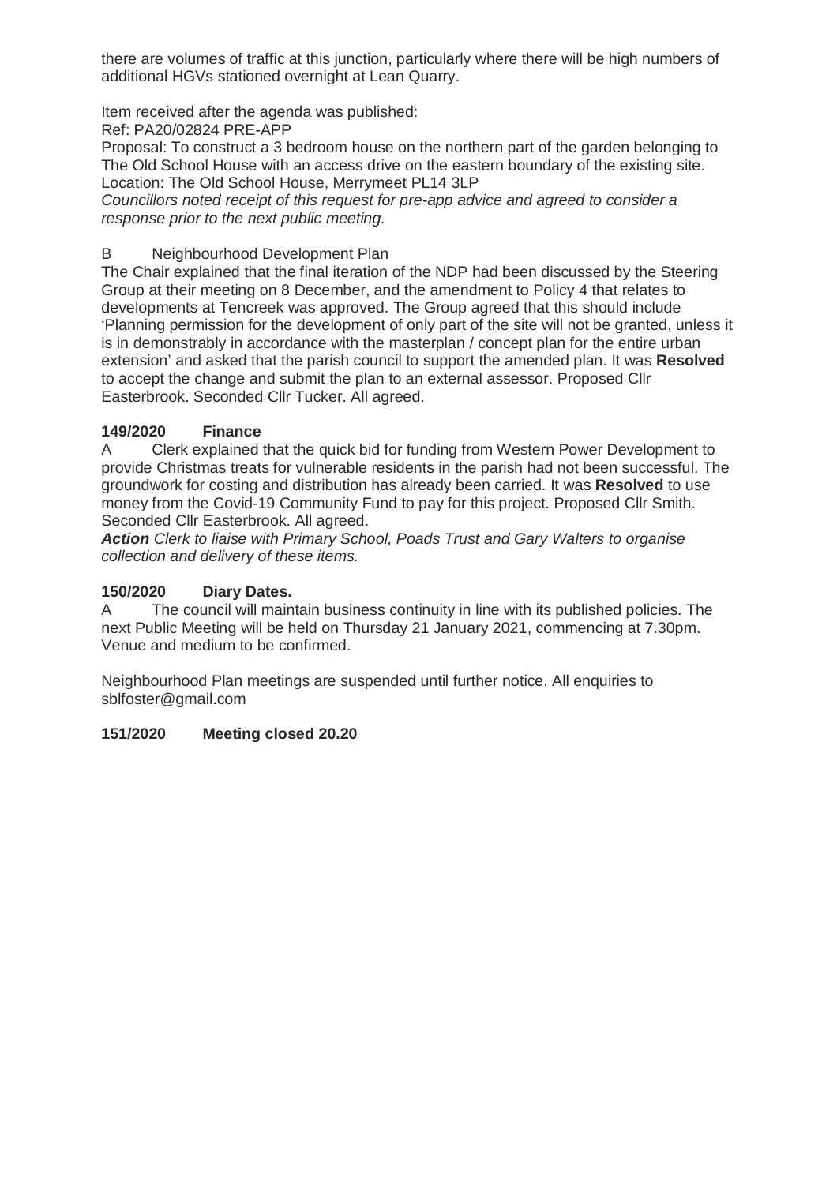there are volumes of traffic at this junction, particularly where there will be high numbers of additional HGVs stationed overnight at Lean Quarry.

Item received after the agenda was published:
Ref: PA20/02824 PRE-APP
Proposal: To construct a 3 bedroom house on the northern part of the garden belonging to The Old School House with an access drive on the eastern boundary of the existing site.
Location: The Old School House, Merrymeet PL14 3LP
*Councillors noted receipt of this request for pre-app advice and agreed to consider a response prior to the next public meeting.*

B Neighbourhood Development Plan

The Chair explained that the final iteration of the NDP had been discussed by the Steering Group at their meeting on 8 December, and the amendment to Policy 4 that relates to developments at Tencreek was approved. The Group agreed that this should include 'Planning permission for the development of only part of the site will not be granted, unless it is in demonstrably in accordance with the masterplan / concept plan for the entire urban extension' and asked that the parish council to support the amended plan. It was **Resolved** to accept the change and submit the plan to an external assessor. Proposed Cllr Easterbrook. Seconded Cllr Tucker. All agreed.

## 149/2020 Finance

A Clerk explained that the quick bid for funding from Western Power Development to provide Christmas treats for vulnerable residents in the parish had not been successful. The groundwork for costing and distribution has already been carried. It was **Resolved** to use money from the Covid-19 Community Fund to pay for this project. Proposed Cllr Smith. Seconded Cllr Easterbrook. All agreed.

***Action*** *Clerk to liaise with Primary School, Poads Trust and Gary Walters to organise collection and delivery of these items.*

## 150/2020 Diary Dates.

A The council will maintain business continuity in line with its published policies. The next Public Meeting will be held on Thursday 21 January 2021, commencing at 7.30pm. Venue and medium to be confirmed.

Neighbourhood Plan meetings are suspended until further notice. All enquiries to sblfoster@gmail.com

## 151/2020 Meeting closed 20.20